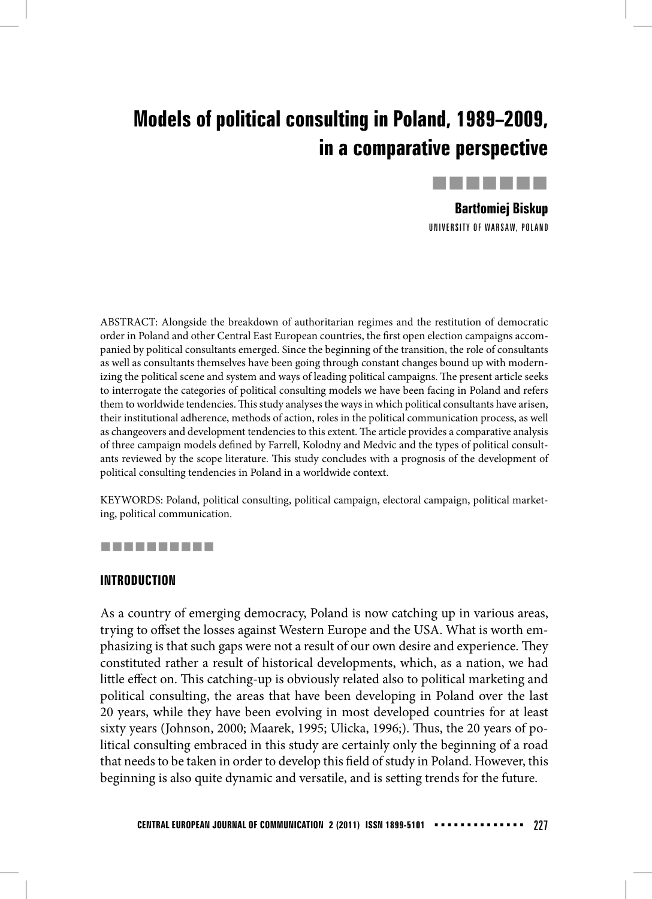# Models of political consulting in Poland, 1989–2009, in a comparative perspective

**Bartłomiej Biskup**

UNIVERSITY OF WARSAW, POLAND

ABSTRACT: Alongside the breakdown of authoritarian regimes and the restitution of democratic order in Poland and other Central East European countries, the first open election campaigns accompanied by political consultants emerged. Since the beginning of the transition, the role of consultants as well as consultants themselves have been going through constant changes bound up with modernizing the political scene and system and ways of leading political campaigns. The present article seeks to interrogate the categories of political consulting models we have been facing in Poland and refers them to worldwide tendencies. This study analyses the ways in which political consultants have arisen, their institutional adherence, methods of action, roles in the political communication process, as well as changeovers and development tendencies to this extent. The article provides a comparative analysis of three campaign models defined by Farrell, Kolodny and Medvic and the types of political consultants reviewed by the scope literature. This study concludes with a prognosis of the development of political consulting tendencies in Poland in a worldwide context.

KEYWORDS: Poland, political consulting, political campaign, electoral campaign, political marketing, political communication.

## INTRODUCTION

As a country of emerging democracy, Poland is now catching up in various areas, trying to offset the losses against Western Europe and the USA. What is worth emphasizing is that such gaps were not a result of our own desire and experience. They constituted rather a result of historical developments, which, as a nation, we had little effect on. This catching-up is obviously related also to political marketing and political consulting, the areas that have been developing in Poland over the last 20 years, while they have been evolving in most developed countries for at least sixty years (Johnson, 2000; Maarek, 1995; Ulicka, 1996;). Thus, the 20 years of political consulting embraced in this study are certainly only the beginning of a road that needs to be taken in order to develop this field of study in Poland. However, this beginning is also quite dynamic and versatile, and is setting trends for the future.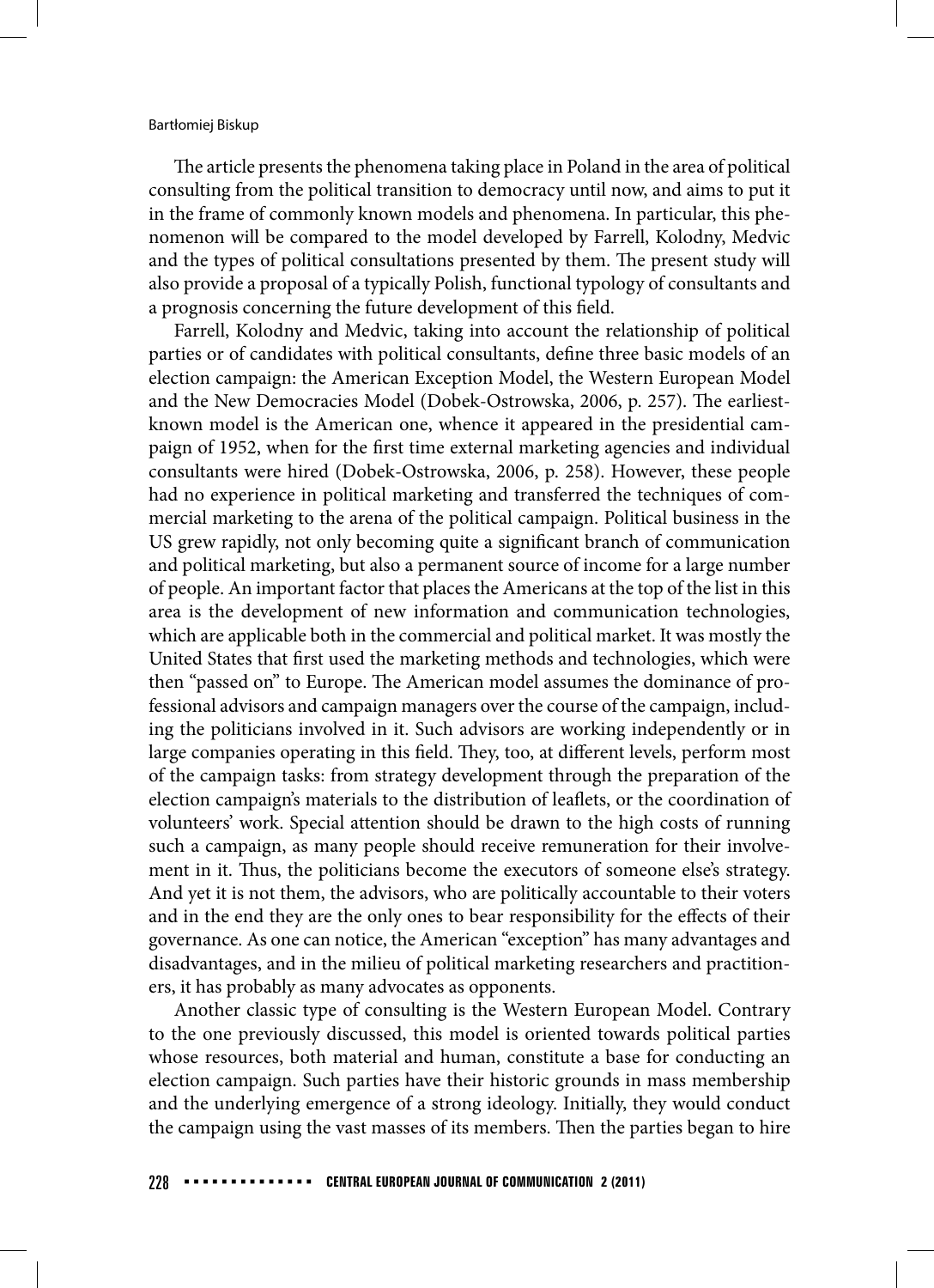The article presents the phenomena taking place in Poland in the area of political consulting from the political transition to democracy until now, and aims to put it in the frame of commonly known models and phenomena. In particular, this phenomenon will be compared to the model developed by Farrell, Kolodny, Medvic and the types of political consultations presented by them. The present study will also provide a proposal of a typically Polish, functional typology of consultants and a prognosis concerning the future development of this field.

Farrell, Kolodny and Medvic, taking into account the relationship of political parties or of candidates with political consultants, define three basic models of an election campaign: the American Exception Model, the Western European Model and the New Democracies Model (Dobek-Ostrowska, 2006, p. 257). The earliest-known model is the American one, whence it appeared in the presidential campaign of 1952, when for the first time external marketing agencies and individual consultants were hired (Dobek-Ostrowska, 2006, p. 258). However, these people had no experience in political marketing and transferred the techniques of commercial marketing to the arena of the political campaign. Political business in the US grew rapidly, not only becoming quite a significant branch of communication and political marketing, but also a permanent source of income for a large number of people. An important factor that places the Americans at the top of the list in this area is the development of new information and communication technologies, which are applicable both in the commercial and political market. It was mostly the United States that first used the marketing methods and technologies, which were then "passed on" to Europe. The American model assumes the dominance of professional advisors and campaign managers over the course of the campaign, including the politicians involved in it. Such advisors are working independently or in large companies operating in this field. They, too, at different levels, perform most of the campaign tasks: from strategy development through the preparation of the election campaign's materials to the distribution of leaflets, or the coordination of volunteers' work. Special attention should be drawn to the high costs of running such a campaign, as many people should receive remuneration for their involvement in it. Thus, the politicians become the executors of someone else's strategy. And yet it is not them, the advisors, who are politically accountable to their voters and in the end they are the only ones to bear responsibility for the effects of their governance. As one can notice, the American "exception" has many advantages and disadvantages, and in the milieu of political marketing researchers and practitioners, it has probably as many advocates as opponents.

Another classic type of consulting is the Western European Model. Contrary to the one previously discussed, this model is oriented towards political parties whose resources, both material and human, constitute a base for conducting an election campaign. Such parties have their historic grounds in mass membership and the underlying emergence of a strong ideology. Initially, they would conduct the campaign using the vast masses of its members. Then the parties began to hire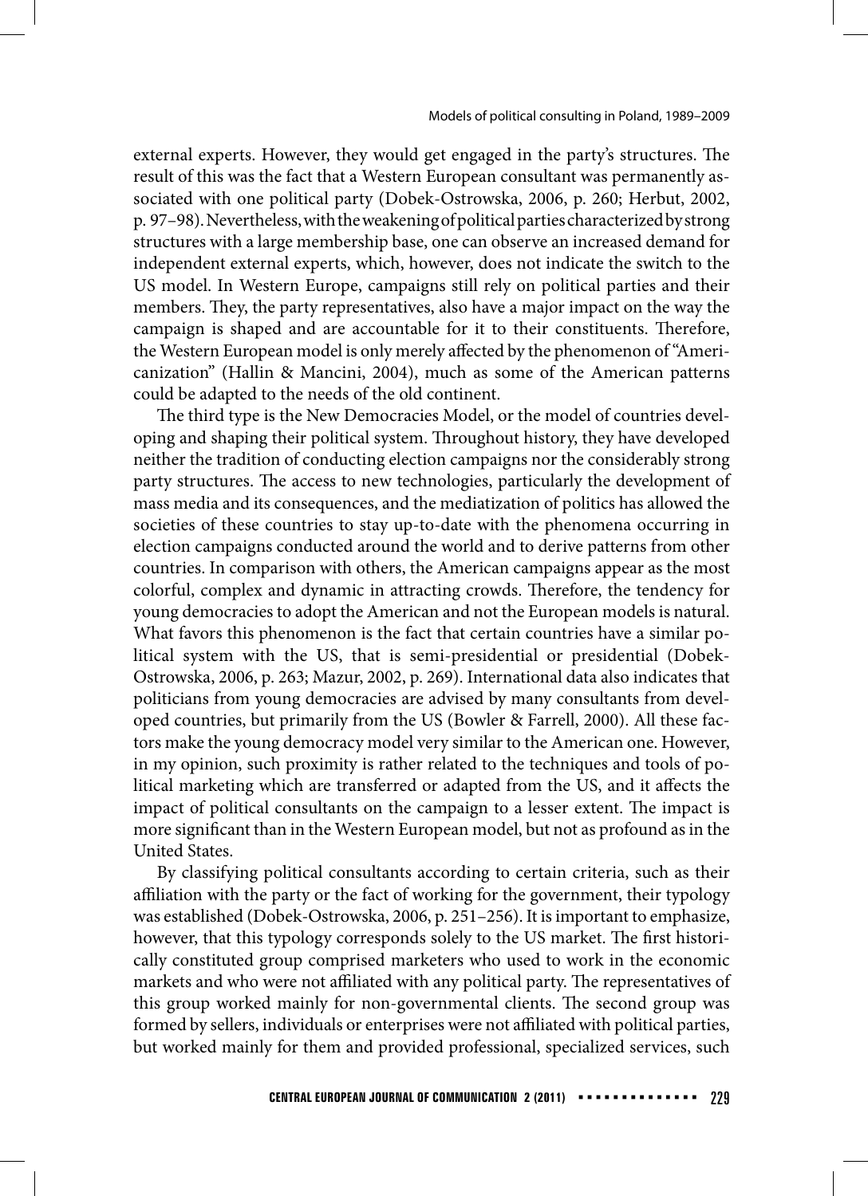external experts. However, they would get engaged in the party's structures. The result of this was the fact that a Western European consultant was permanently associated with one political party (Dobek-Ostrowska, 2006, p. 260; Herbut, 2002, p. 97–98). Nevertheless, with the weakening of political parties characterized by strong structures with a large membership base, one can observe an increased demand for independent external experts, which, however, does not indicate the switch to the US model. In Western Europe, campaigns still rely on political parties and their members. They, the party representatives, also have a major impact on the way the campaign is shaped and are accountable for it to their constituents. Therefore, the Western European model is only merely affected by the phenomenon of "Americanization" (Hallin & Mancini, 2004), much as some of the American patterns could be adapted to the needs of the old continent.

The third type is the New Democracies Model, or the model of countries developing and shaping their political system. Throughout history, they have developed neither the tradition of conducting election campaigns nor the considerably strong party structures. The access to new technologies, particularly the development of mass media and its consequences, and the mediatization of politics has allowed the societies of these countries to stay up-to-date with the phenomena occurring in election campaigns conducted around the world and to derive patterns from other countries. In comparison with others, the American campaigns appear as the most colorful, complex and dynamic in attracting crowds. Therefore, the tendency for young democracies to adopt the American and not the European models is natural. What favors this phenomenon is the fact that certain countries have a similar political system with the US, that is semi-presidential or presidential (Dobek-Ostrowska, 2006, p. 263; Mazur, 2002, p. 269). International data also indicates that politicians from young democracies are advised by many consultants from developed countries, but primarily from the US (Bowler & Farrell, 2000). All these factors make the young democracy model very similar to the American one. However, in my opinion, such proximity is rather related to the techniques and tools of political marketing which are transferred or adapted from the US, and it affects the impact of political consultants on the campaign to a lesser extent. The impact is more significant than in the Western European model, but not as profound as in the United States.

By classifying political consultants according to certain criteria, such as their affiliation with the party or the fact of working for the government, their typology was established (Dobek-Ostrowska, 2006, p. 251–256). It is important to emphasize, however, that this typology corresponds solely to the US market. The first historically constituted group comprised marketers who used to work in the economic markets and who were not affiliated with any political party. The representatives of this group worked mainly for non-governmental clients. The second group was formed by sellers, individuals or enterprises were not affiliated with political parties, but worked mainly for them and provided professional, specialized services, such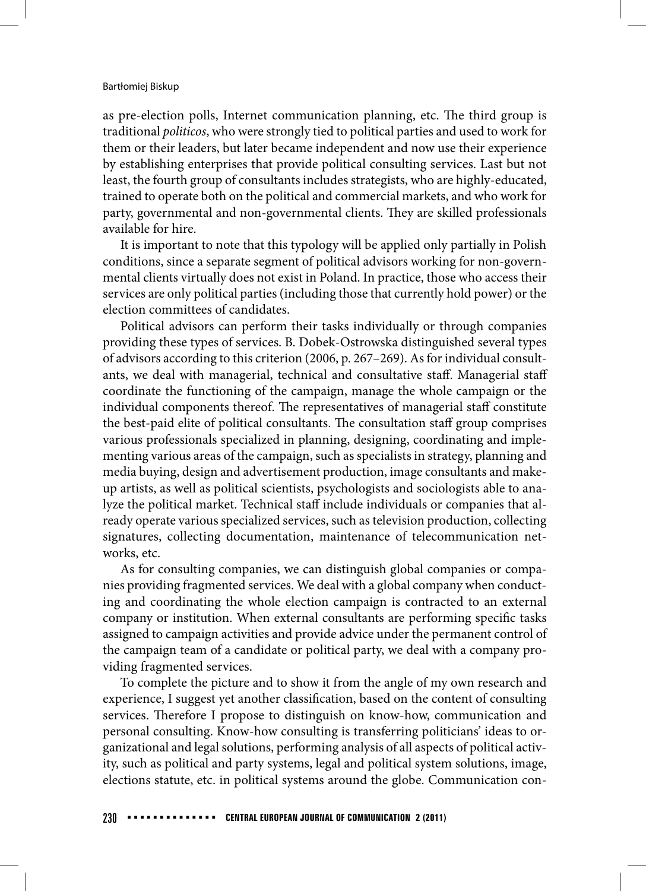as pre-election polls, Internet communication planning, etc. The third group is traditional *politicos*, who were strongly tied to political parties and used to work for them or their leaders, but later became independent and now use their experience by establishing enterprises that provide political consulting services. Last but not least, the fourth group of consultants includes strategists, who are highly-educated, trained to operate both on the political and commercial markets, and who work for party, governmental and non-governmental clients. They are skilled professionals available for hire.

It is important to note that this typology will be applied only partially in Polish conditions, since a separate segment of political advisors working for non-governmental clients virtually does not exist in Poland. In practice, those who access their services are only political parties (including those that currently hold power) or the election committees of candidates.

Political advisors can perform their tasks individually or through companies providing these types of services. B. Dobek-Ostrowska distinguished several types of advisors according to this criterion (2006, p. 267–269). As for individual consultants, we deal with managerial, technical and consultative staff. Managerial staff coordinate the functioning of the campaign, manage the whole campaign or the individual components thereof. The representatives of managerial staff constitute the best-paid elite of political consultants. The consultation staff group comprises various professionals specialized in planning, designing, coordinating and implementing various areas of the campaign, such as specialists in strategy, planning and media buying, design and advertisement production, image consultants and make-up artists, as well as political scientists, psychologists and sociologists able to analyze the political market. Technical staff include individuals or companies that already operate various specialized services, such as television production, collecting signatures, collecting documentation, maintenance of telecommunication networks, etc.

As for consulting companies, we can distinguish global companies or companies providing fragmented services. We deal with a global company when conducting and coordinating the whole election campaign is contracted to an external company or institution. When external consultants are performing specific tasks assigned to campaign activities and provide advice under the permanent control of the campaign team of a candidate or political party, we deal with a company providing fragmented services.

To complete the picture and to show it from the angle of my own research and experience, I suggest yet another classification, based on the content of consulting services. Therefore I propose to distinguish on know-how, communication and personal consulting. Know-how consulting is transferring politicians' ideas to organizational and legal solutions, performing analysis of all aspects of political activity, such as political and party systems, legal and political system solutions, image, elections statute, etc. in political systems around the globe. Communication con-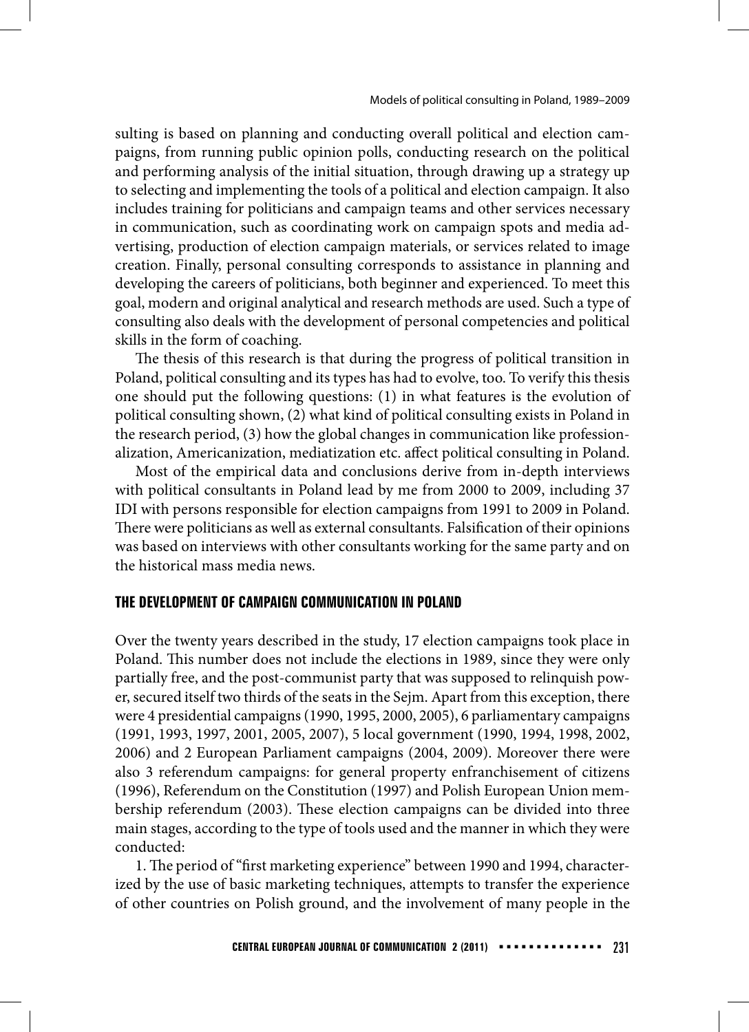sulting is based on planning and conducting overall political and election campaigns, from running public opinion polls, conducting research on the political and performing analysis of the initial situation, through drawing up a strategy up to selecting and implementing the tools of a political and election campaign. It also includes training for politicians and campaign teams and other services necessary in communication, such as coordinating work on campaign spots and media advertising, production of election campaign materials, or services related to image creation. Finally, personal consulting corresponds to assistance in planning and developing the careers of politicians, both beginner and experienced. To meet this goal, modern and original analytical and research methods are used. Such a type of consulting also deals with the development of personal competencies and political skills in the form of coaching.

The thesis of this research is that during the progress of political transition in Poland, political consulting and its types has had to evolve, too. To verify this thesis one should put the following questions: (1) in what features is the evolution of political consulting shown, (2) what kind of political consulting exists in Poland in the research period, (3) how the global changes in communication like professionalization, Americanization, mediatization etc. affect political consulting in Poland.

Most of the empirical data and conclusions derive from in-depth interviews with political consultants in Poland lead by me from 2000 to 2009, including 37 IDI with persons responsible for election campaigns from 1991 to 2009 in Poland. There were politicians as well as external consultants. Falsification of their opinions was based on interviews with other consultants working for the same party and on the historical mass media news.

## THE DEVELOPMENT OF CAMPAIGN COMMUNICATION IN POLAND

Over the twenty years described in the study, 17 election campaigns took place in Poland. This number does not include the elections in 1989, since they were only partially free, and the post-communist party that was supposed to relinquish power, secured itself two thirds of the seats in the Sejm. Apart from this exception, there were 4 presidential campaigns (1990, 1995, 2000, 2005), 6 parliamentary campaigns (1991, 1993, 1997, 2001, 2005, 2007), 5 local government (1990, 1994, 1998, 2002, 2006) and 2 European Parliament campaigns (2004, 2009). Moreover there were also 3 referendum campaigns: for general property enfranchisement of citizens (1996), Referendum on the Constitution (1997) and Polish European Union membership referendum (2003). These election campaigns can be divided into three main stages, according to the type of tools used and the manner in which they were conducted:

1. The period of "first marketing experience" between 1990 and 1994, characterized by the use of basic marketing techniques, attempts to transfer the experience of other countries on Polish ground, and the involvement of many people in the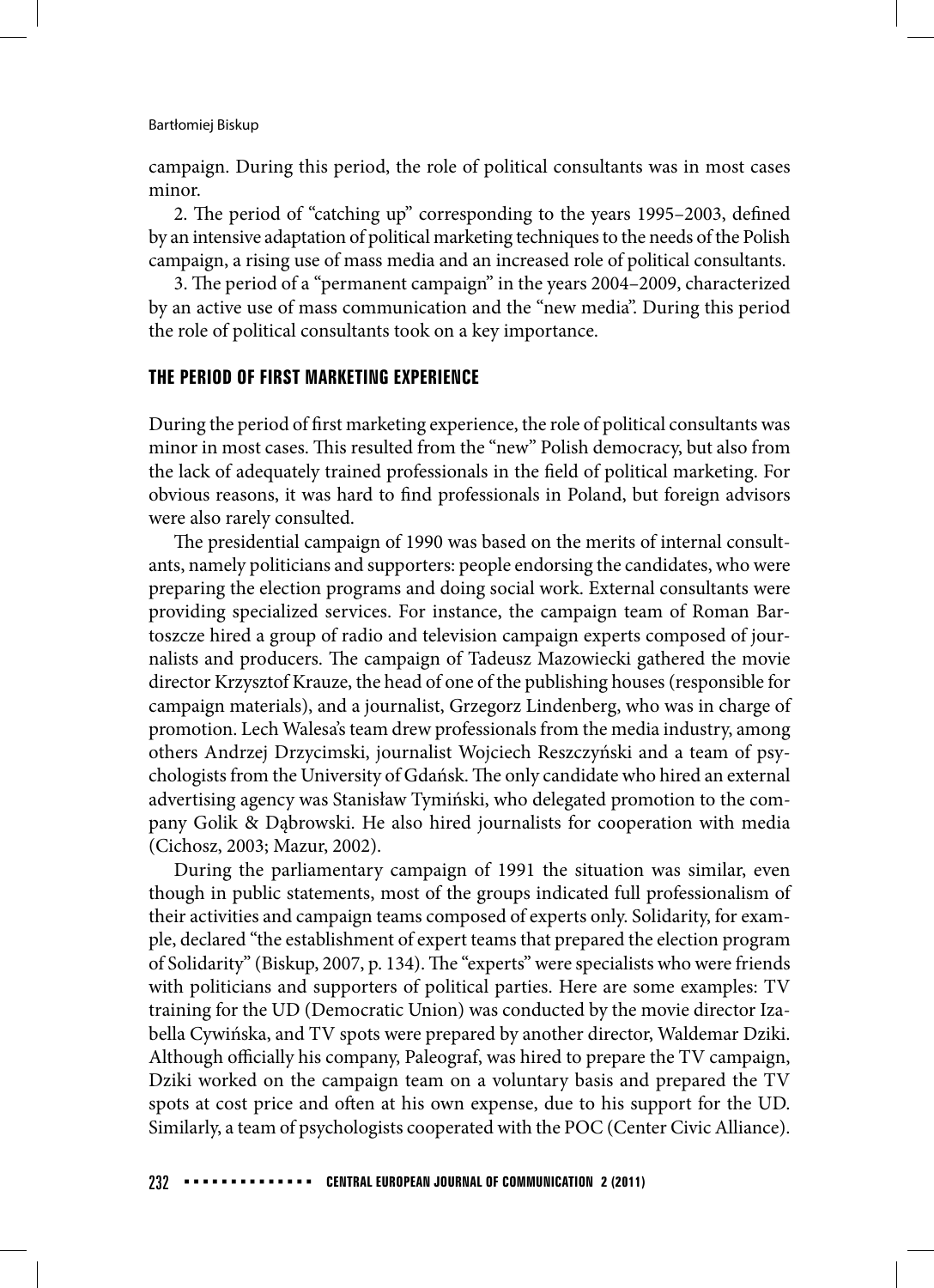campaign. During this period, the role of political consultants was in most cases minor.

2. The period of "catching up" corresponding to the years 1995–2003, defined by an intensive adaptation of political marketing techniques to the needs of the Polish campaign, a rising use of mass media and an increased role of political consultants.

3. The period of a "permanent campaign" in the years 2004–2009, characterized by an active use of mass communication and the "new media". During this period the role of political consultants took on a key importance.

## THE PERIOD OF FIRST MARKETING EXPERIENCE

During the period of first marketing experience, the role of political consultants was minor in most cases. This resulted from the "new" Polish democracy, but also from the lack of adequately trained professionals in the field of political marketing. For obvious reasons, it was hard to find professionals in Poland, but foreign advisors were also rarely consulted.

The presidential campaign of 1990 was based on the merits of internal consultants, namely politicians and supporters: people endorsing the candidates, who were preparing the election programs and doing social work. External consultants were providing specialized services. For instance, the campaign team of Roman Bartoszcze hired a group of radio and television campaign experts composed of journalists and producers. The campaign of Tadeusz Mazowiecki gathered the movie director Krzysztof Krauze, the head of one of the publishing houses (responsible for campaign materials), and a journalist, Grzegorz Lindenberg, who was in charge of promotion. Lech Walesa's team drew professionals from the media industry, among others Andrzej Drzycimski, journalist Wojciech Reszczyński and a team of psychologists from the University of Gdańsk. The only candidate who hired an external advertising agency was Stanisław Tymiński, who delegated promotion to the company Golik & Dąbrowski. He also hired journalists for cooperation with media (Cichosz, 2003; Mazur, 2002).

During the parliamentary campaign of 1991 the situation was similar, even though in public statements, most of the groups indicated full professionalism of their activities and campaign teams composed of experts only. Solidarity, for example, declared "the establishment of expert teams that prepared the election program of Solidarity" (Biskup, 2007, p. 134). The "experts" were specialists who were friends with politicians and supporters of political parties. Here are some examples: TV training for the UD (Democratic Union) was conducted by the movie director Izabella Cywińska, and TV spots were prepared by another director, Waldemar Dziki. Although officially his company, Paleograf, was hired to prepare the TV campaign, Dziki worked on the campaign team on a voluntary basis and prepared the TV spots at cost price and often at his own expense, due to his support for the UD. Similarly, a team of psychologists cooperated with the POC (Center Civic Alliance).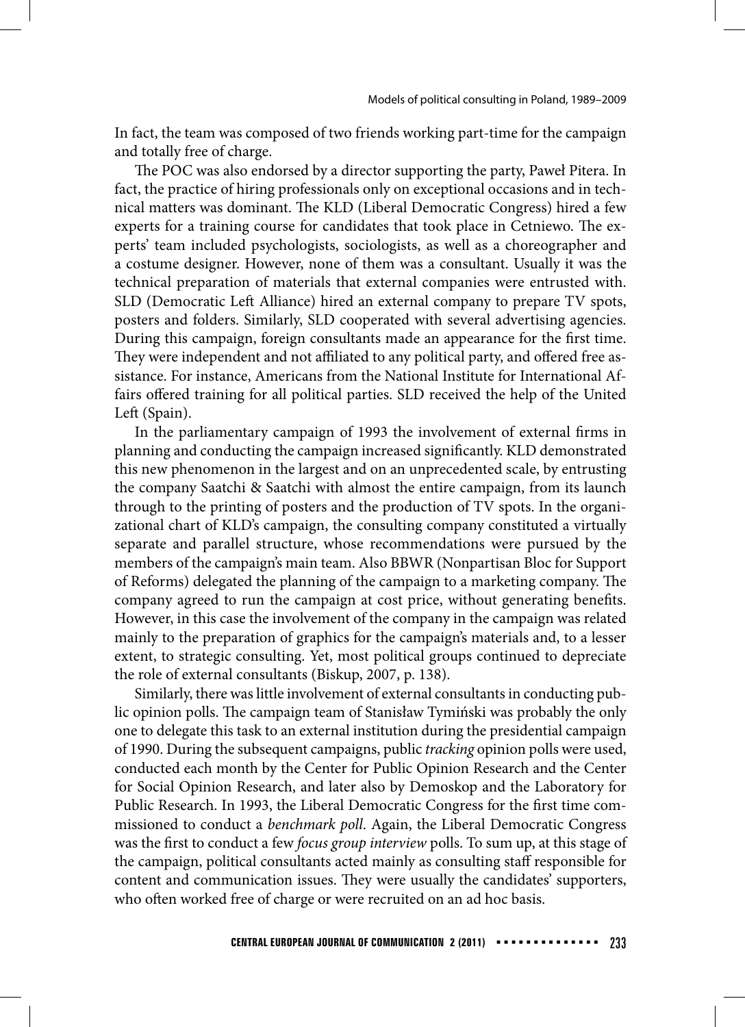In fact, the team was composed of two friends working part-time for the campaign and totally free of charge.

The POC was also endorsed by a director supporting the party, Paweł Pitera. In fact, the practice of hiring professionals only on exceptional occasions and in technical matters was dominant. The KLD (Liberal Democratic Congress) hired a few experts for a training course for candidates that took place in Cetniewo. The experts' team included psychologists, sociologists, as well as a choreographer and a costume designer. However, none of them was a consultant. Usually it was the technical preparation of materials that external companies were entrusted with. SLD (Democratic Left Alliance) hired an external company to prepare TV spots, posters and folders. Similarly, SLD cooperated with several advertising agencies. During this campaign, foreign consultants made an appearance for the first time. They were independent and not affiliated to any political party, and offered free assistance. For instance, Americans from the National Institute for International Affairs offered training for all political parties. SLD received the help of the United Left (Spain).

In the parliamentary campaign of 1993 the involvement of external firms in planning and conducting the campaign increased significantly. KLD demonstrated this new phenomenon in the largest and on an unprecedented scale, by entrusting the company Saatchi & Saatchi with almost the entire campaign, from its launch through to the printing of posters and the production of TV spots. In the organizational chart of KLD's campaign, the consulting company constituted a virtually separate and parallel structure, whose recommendations were pursued by the members of the campaign's main team. Also BBWR (Nonpartisan Bloc for Support of Reforms) delegated the planning of the campaign to a marketing company. The company agreed to run the campaign at cost price, without generating benefits. However, in this case the involvement of the company in the campaign was related mainly to the preparation of graphics for the campaign's materials and, to a lesser extent, to strategic consulting. Yet, most political groups continued to depreciate the role of external consultants (Biskup, 2007, p. 138).

Similarly, there was little involvement of external consultants in conducting public opinion polls. The campaign team of Stanisław Tymiński was probably the only one to delegate this task to an external institution during the presidential campaign of 1990. During the subsequent campaigns, public *tracking* opinion polls were used, conducted each month by the Center for Public Opinion Research and the Center for Social Opinion Research, and later also by Demoskop and the Laboratory for Public Research. In 1993, the Liberal Democratic Congress for the first time commissioned to conduct a *benchmark poll*. Again, the Liberal Democratic Congress was the first to conduct a few *focus group interview* polls. To sum up, at this stage of the campaign, political consultants acted mainly as consulting staff responsible for content and communication issues. They were usually the candidates' supporters, who often worked free of charge or were recruited on an ad hoc basis.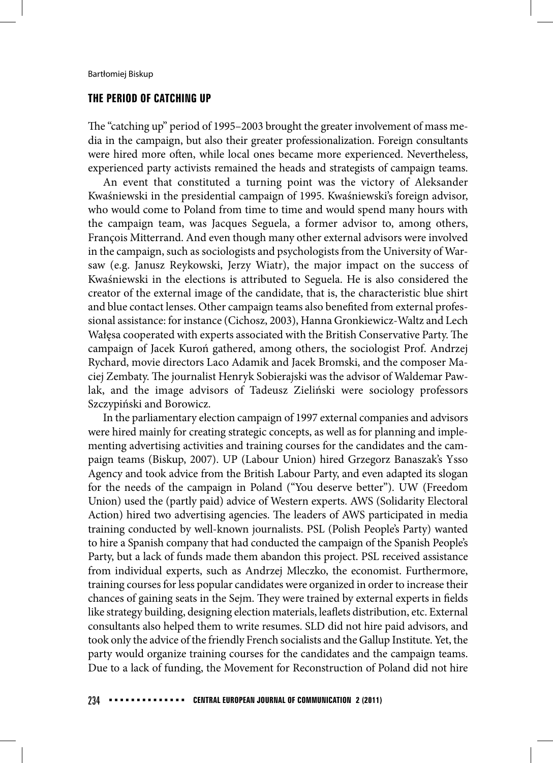## THE PERIOD OF CATCHING UP

The "catching up" period of 1995–2003 brought the greater involvement of mass media in the campaign, but also their greater professionalization. Foreign consultants were hired more often, while local ones became more experienced. Nevertheless, experienced party activists remained the heads and strategists of campaign teams.

An event that constituted a turning point was the victory of Aleksander Kwaśniewski in the presidential campaign of 1995. Kwaśniewski's foreign advisor, who would come to Poland from time to time and would spend many hours with the campaign team, was Jacques Seguela, a former advisor to, among others, François Mitterrand. And even though many other external advisors were involved in the campaign, such as sociologists and psychologists from the University of Warsaw (e.g. Janusz Reykowski, Jerzy Wiatr), the major impact on the success of Kwaśniewski in the elections is attributed to Seguela. He is also considered the creator of the external image of the candidate, that is, the characteristic blue shirt and blue contact lenses. Other campaign teams also benefited from external professional assistance: for instance (Cichosz, 2003), Hanna Gronkiewicz-Waltz and Lech Wałęsa cooperated with experts associated with the British Conservative Party. The campaign of Jacek Kuroń gathered, among others, the sociologist Prof. Andrzej Rychard, movie directors Laco Adamik and Jacek Bromski, and the composer Maciej Zembaty. The journalist Henryk Sobierajski was the advisor of Waldemar Pawlak, and the image advisors of Tadeusz Zieliński were sociology professors Szczypiński and Borowicz.

In the parliamentary election campaign of 1997 external companies and advisors were hired mainly for creating strategic concepts, as well as for planning and implementing advertising activities and training courses for the candidates and the campaign teams (Biskup, 2007). UP (Labour Union) hired Grzegorz Banaszak's Ysso Agency and took advice from the British Labour Party, and even adapted its slogan for the needs of the campaign in Poland ("You deserve better"). UW (Freedom Union) used the (partly paid) advice of Western experts. AWS (Solidarity Electoral Action) hired two advertising agencies. The leaders of AWS participated in media training conducted by well-known journalists. PSL (Polish People's Party) wanted to hire a Spanish company that had conducted the campaign of the Spanish People's Party, but a lack of funds made them abandon this project. PSL received assistance from individual experts, such as Andrzej Mleczko, the economist. Furthermore, training courses for less popular candidates were organized in order to increase their chances of gaining seats in the Sejm. They were trained by external experts in fields like strategy building, designing election materials, leaflets distribution, etc. External consultants also helped them to write resumes. SLD did not hire paid advisors, and took only the advice of the friendly French socialists and the Gallup Institute. Yet, the party would organize training courses for the candidates and the campaign teams. Due to a lack of funding, the Movement for Reconstruction of Poland did not hire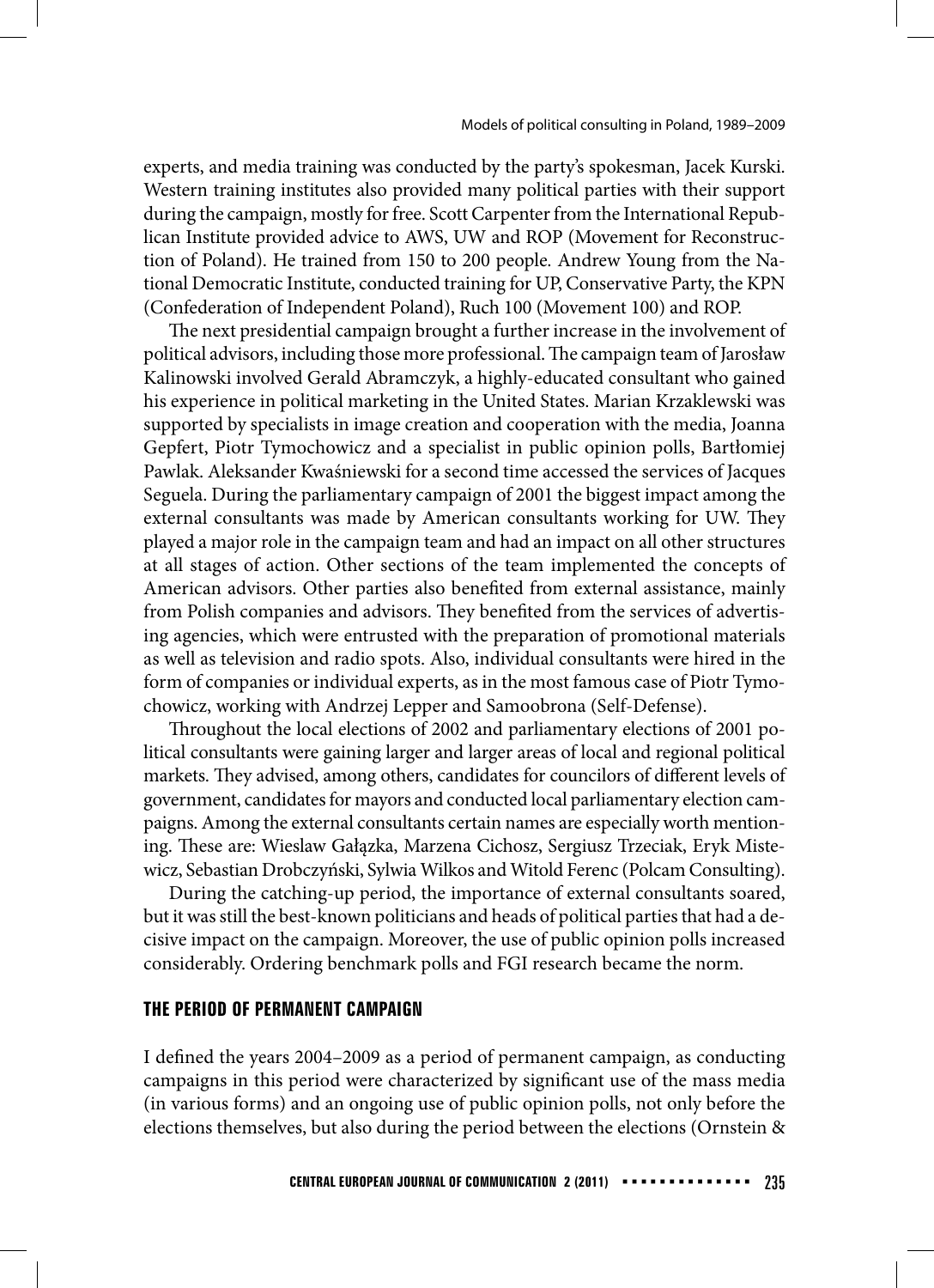experts, and media training was conducted by the party's spokesman, Jacek Kurski. Western training institutes also provided many political parties with their support during the campaign, mostly for free. Scott Carpenter from the International Republican Institute provided advice to AWS, UW and ROP (Movement for Reconstruction of Poland). He trained from 150 to 200 people. Andrew Young from the National Democratic Institute, conducted training for UP, Conservative Party, the KPN (Confederation of Independent Poland), Ruch 100 (Movement 100) and ROP.

The next presidential campaign brought a further increase in the involvement of political advisors, including those more professional. The campaign team of Jarosław Kalinowski involved Gerald Abramczyk, a highly-educated consultant who gained his experience in political marketing in the United States. Marian Krzaklewski was supported by specialists in image creation and cooperation with the media, Joanna Gepfert, Piotr Tymochowicz and a specialist in public opinion polls, Bartłomiej Pawlak. Aleksander Kwaśniewski for a second time accessed the services of Jacques Seguela. During the parliamentary campaign of 2001 the biggest impact among the external consultants was made by American consultants working for UW. They played a major role in the campaign team and had an impact on all other structures at all stages of action. Other sections of the team implemented the concepts of American advisors. Other parties also benefited from external assistance, mainly from Polish companies and advisors. They benefited from the services of advertising agencies, which were entrusted with the preparation of promotional materials as well as television and radio spots. Also, individual consultants were hired in the form of companies or individual experts, as in the most famous case of Piotr Tymochowicz, working with Andrzej Lepper and Samoobrona (Self-Defense).

Throughout the local elections of 2002 and parliamentary elections of 2001 political consultants were gaining larger and larger areas of local and regional political markets. They advised, among others, candidates for councilors of different levels of government, candidates for mayors and conducted local parliamentary election campaigns. Among the external consultants certain names are especially worth mentioning. These are: Wieslaw Gałązka, Marzena Cichosz, Sergiusz Trzeciak, Eryk Mistewicz, Sebastian Drobczyński, Sylwia Wilkos and Witold Ferenc (Polcam Consulting).

During the catching-up period, the importance of external consultants soared, but it was still the best-known politicians and heads of political parties that had a decisive impact on the campaign. Moreover, the use of public opinion polls increased considerably. Ordering benchmark polls and FGI research became the norm.

## THE PERIOD OF PERMANENT CAMPAIGN

I defined the years 2004–2009 as a period of permanent campaign, as conducting campaigns in this period were characterized by significant use of the mass media (in various forms) and an ongoing use of public opinion polls, not only before the elections themselves, but also during the period between the elections (Ornstein &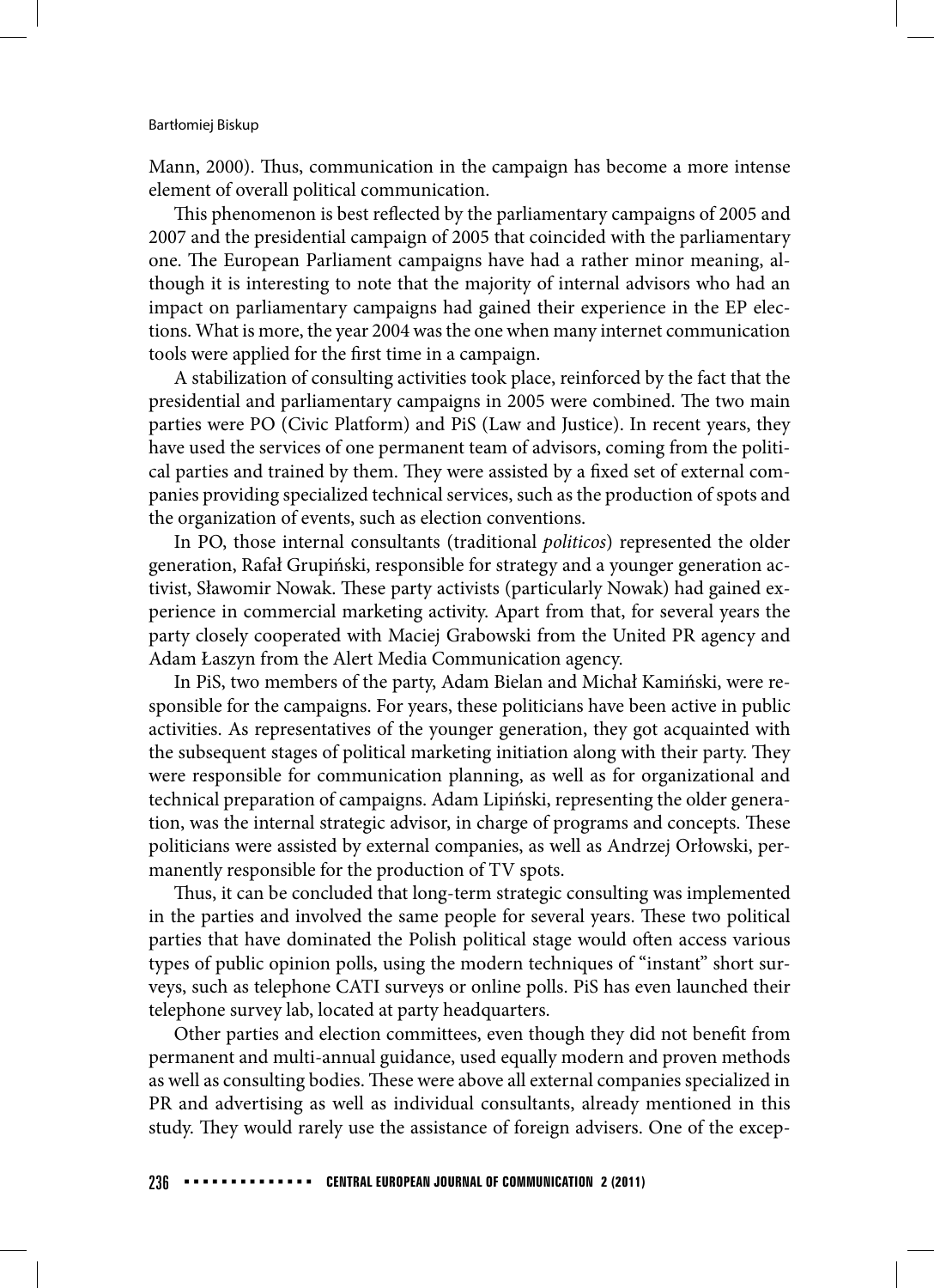Mann, 2000). Thus, communication in the campaign has become a more intense element of overall political communication.

This phenomenon is best reflected by the parliamentary campaigns of 2005 and 2007 and the presidential campaign of 2005 that coincided with the parliamentary one. The European Parliament campaigns have had a rather minor meaning, although it is interesting to note that the majority of internal advisors who had an impact on parliamentary campaigns had gained their experience in the EP elections. What is more, the year 2004 was the one when many internet communication tools were applied for the first time in a campaign.

A stabilization of consulting activities took place, reinforced by the fact that the presidential and parliamentary campaigns in 2005 were combined. The two main parties were PO (Civic Platform) and PiS (Law and Justice). In recent years, they have used the services of one permanent team of advisors, coming from the political parties and trained by them. They were assisted by a fixed set of external companies providing specialized technical services, such as the production of spots and the organization of events, such as election conventions.

In PO, those internal consultants (traditional *politicos*) represented the older generation, Rafał Grupiński, responsible for strategy and a younger generation activist, Sławomir Nowak. These party activists (particularly Nowak) had gained experience in commercial marketing activity. Apart from that, for several years the party closely cooperated with Maciej Grabowski from the United PR agency and Adam Łaszyn from the Alert Media Communication agency.

In PiS, two members of the party, Adam Bielan and Michał Kamiński, were responsible for the campaigns. For years, these politicians have been active in public activities. As representatives of the younger generation, they got acquainted with the subsequent stages of political marketing initiation along with their party. They were responsible for communication planning, as well as for organizational and technical preparation of campaigns. Adam Lipiński, representing the older generation, was the internal strategic advisor, in charge of programs and concepts. These politicians were assisted by external companies, as well as Andrzej Orłowski, permanently responsible for the production of TV spots.

Thus, it can be concluded that long-term strategic consulting was implemented in the parties and involved the same people for several years. These two political parties that have dominated the Polish political stage would often access various types of public opinion polls, using the modern techniques of "instant" short surveys, such as telephone CATI surveys or online polls. PiS has even launched their telephone survey lab, located at party headquarters.

Other parties and election committees, even though they did not benefit from permanent and multi-annual guidance, used equally modern and proven methods as well as consulting bodies. These were above all external companies specialized in PR and advertising as well as individual consultants, already mentioned in this study. They would rarely use the assistance of foreign advisers. One of the excep-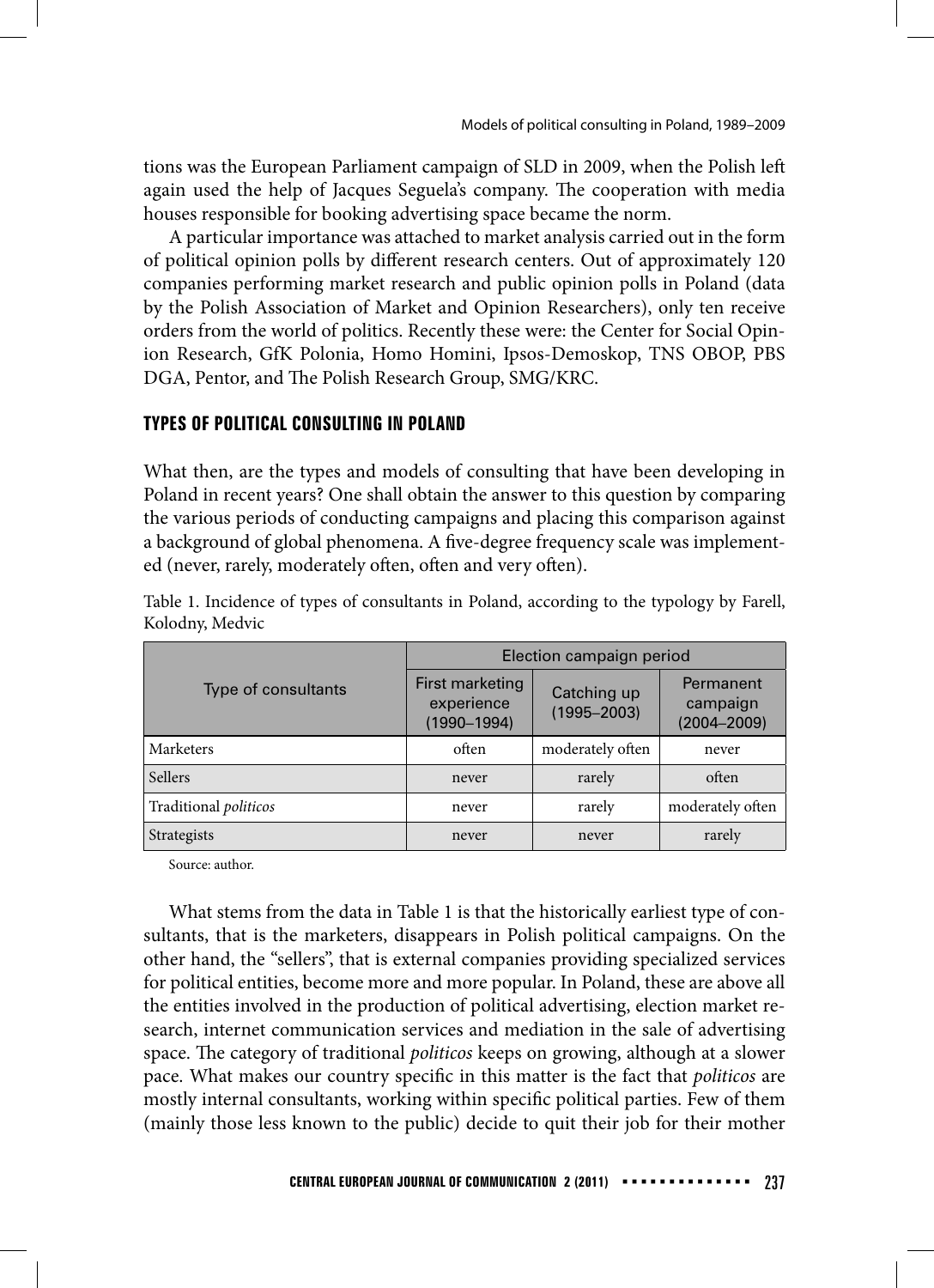tions was the European Parliament campaign of SLD in 2009, when the Polish left again used the help of Jacques Seguela's company. The cooperation with media houses responsible for booking advertising space became the norm.

A particular importance was attached to market analysis carried out in the form of political opinion polls by different research centers. Out of approximately 120 companies performing market research and public opinion polls in Poland (data by the Polish Association of Market and Opinion Researchers), only ten receive orders from the world of politics. Recently these were: the Center for Social Opinion Research, GfK Polonia, Homo Homini, Ipsos-Demoskop, TNS OBOP, PBS DGA, Pentor, and The Polish Research Group, SMG/KRC.

## TYPES OF POLITICAL CONSULTING IN POLAND

What then, are the types and models of consulting that have been developing in Poland in recent years? One shall obtain the answer to this question by comparing the various periods of conducting campaigns and placing this comparison against a background of global phenomena. A five-degree frequency scale was implemented (never, rarely, moderately often, often and very often).

Table 1. Incidence of types of consultants in Poland, according to the typology by Farell, Kolodny, Medvic

| Type of consultants | Election campaign period | | |
|---|---|---|---|
| | First marketing experience (1990–1994) | Catching up (1995–2003) | Permanent campaign (2004–2009) |
| Marketers | often | moderately often | never |
| Sellers | never | rarely | often |
| Traditional *politicos* | never | rarely | moderately often |
| Strategists | never | never | rarely |

Source: author.

What stems from the data in Table 1 is that the historically earliest type of consultants, that is the marketers, disappears in Polish political campaigns. On the other hand, the "sellers", that is external companies providing specialized services for political entities, become more and more popular. In Poland, these are above all the entities involved in the production of political advertising, election market research, internet communication services and mediation in the sale of advertising space. The category of traditional *politicos* keeps on growing, although at a slower pace. What makes our country specific in this matter is the fact that *politicos* are mostly internal consultants, working within specific political parties. Few of them (mainly those less known to the public) decide to quit their job for their mother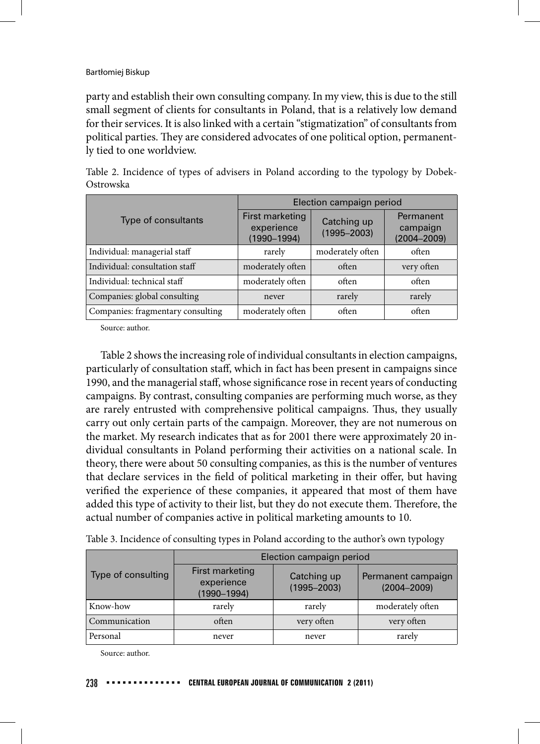party and establish their own consulting company. In my view, this is due to the still small segment of clients for consultants in Poland, that is a relatively low demand for their services. It is also linked with a certain "stigmatization" of consultants from political parties. They are considered advocates of one political option, permanently tied to one worldview.

Table 2. Incidence of types of advisers in Poland according to the typology by Dobek-Ostrowska

| Type of consultants | Election campaign period | | |
|---|---|---|---|
| | First marketing experience (1990–1994) | Catching up (1995–2003) | Permanent campaign (2004–2009) |
| Individual: managerial staff | rarely | moderately often | often |
| Individual: consultation staff | moderately often | often | very often |
| Individual: technical staff | moderately often | often | often |
| Companies: global consulting | never | rarely | rarely |
| Companies: fragmentary consulting | moderately often | often | often |

Source: author.

Table 2 shows the increasing role of individual consultants in election campaigns, particularly of consultation staff, which in fact has been present in campaigns since 1990, and the managerial staff, whose significance rose in recent years of conducting campaigns. By contrast, consulting companies are performing much worse, as they are rarely entrusted with comprehensive political campaigns. Thus, they usually carry out only certain parts of the campaign. Moreover, they are not numerous on the market. My research indicates that as for 2001 there were approximately 20 individual consultants in Poland performing their activities on a national scale. In theory, there were about 50 consulting companies, as this is the number of ventures that declare services in the field of political marketing in their offer, but having verified the experience of these companies, it appeared that most of them have added this type of activity to their list, but they do not execute them. Therefore, the actual number of companies active in political marketing amounts to 10.

Table 3. Incidence of consulting types in Poland according to the author's own typology

| Type of consulting | Election campaign period | | |
|---|---|---|---|
| | First marketing experience (1990–1994) | Catching up (1995–2003) | Permanent campaign (2004–2009) |
| Know-how | rarely | rarely | moderately often |
| Communication | often | very often | very often |
| Personal | never | never | rarely |

Source: author.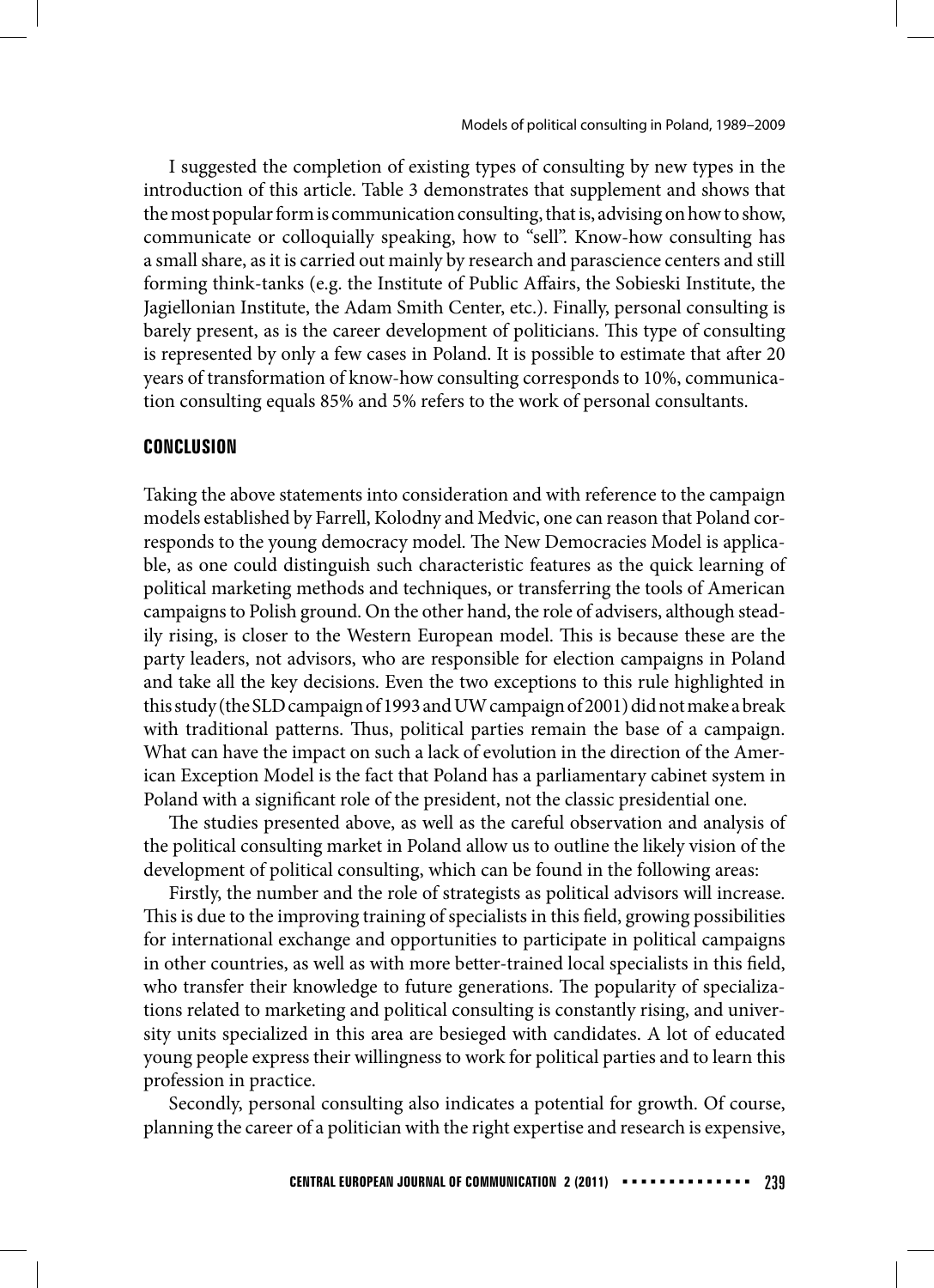I suggested the completion of existing types of consulting by new types in the introduction of this article. Table 3 demonstrates that supplement and shows that the most popular form is communication consulting, that is, advising on how to show, communicate or colloquially speaking, how to "sell". Know-how consulting has a small share, as it is carried out mainly by research and parascience centers and still forming think-tanks (e.g. the Institute of Public Affairs, the Sobieski Institute, the Jagiellonian Institute, the Adam Smith Center, etc.). Finally, personal consulting is barely present, as is the career development of politicians. This type of consulting is represented by only a few cases in Poland. It is possible to estimate that after 20 years of transformation of know-how consulting corresponds to 10%, communication consulting equals 85% and 5% refers to the work of personal consultants.

## CONCLUSION

Taking the above statements into consideration and with reference to the campaign models established by Farrell, Kolodny and Medvic, one can reason that Poland corresponds to the young democracy model. The New Democracies Model is applicable, as one could distinguish such characteristic features as the quick learning of political marketing methods and techniques, or transferring the tools of American campaigns to Polish ground. On the other hand, the role of advisers, although steadily rising, is closer to the Western European model. This is because these are the party leaders, not advisors, who are responsible for election campaigns in Poland and take all the key decisions. Even the two exceptions to this rule highlighted in this study (the SLD campaign of 1993 and UW campaign of 2001) did not make a break with traditional patterns. Thus, political parties remain the base of a campaign. What can have the impact on such a lack of evolution in the direction of the American Exception Model is the fact that Poland has a parliamentary cabinet system in Poland with a significant role of the president, not the classic presidential one.

The studies presented above, as well as the careful observation and analysis of the political consulting market in Poland allow us to outline the likely vision of the development of political consulting, which can be found in the following areas:

Firstly, the number and the role of strategists as political advisors will increase. This is due to the improving training of specialists in this field, growing possibilities for international exchange and opportunities to participate in political campaigns in other countries, as well as with more better-trained local specialists in this field, who transfer their knowledge to future generations. The popularity of specializations related to marketing and political consulting is constantly rising, and university units specialized in this area are besieged with candidates. A lot of educated young people express their willingness to work for political parties and to learn this profession in practice.

Secondly, personal consulting also indicates a potential for growth. Of course, planning the career of a politician with the right expertise and research is expensive,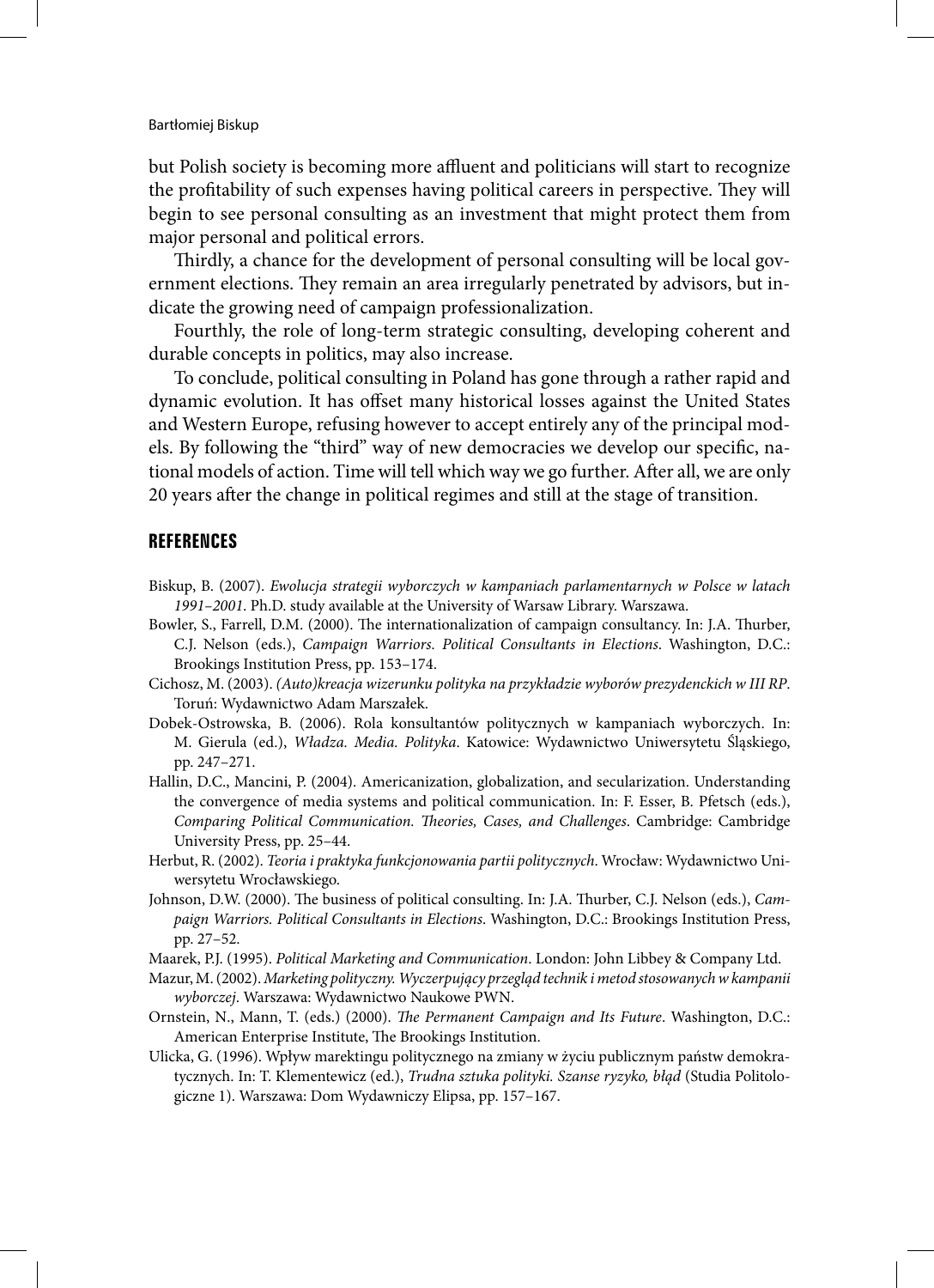but Polish society is becoming more affluent and politicians will start to recognize the profitability of such expenses having political careers in perspective. They will begin to see personal consulting as an investment that might protect them from major personal and political errors.

Thirdly, a chance for the development of personal consulting will be local government elections. They remain an area irregularly penetrated by advisors, but indicate the growing need of campaign professionalization.

Fourthly, the role of long-term strategic consulting, developing coherent and durable concepts in politics, may also increase.

To conclude, political consulting in Poland has gone through a rather rapid and dynamic evolution. It has offset many historical losses against the United States and Western Europe, refusing however to accept entirely any of the principal models. By following the "third" way of new democracies we develop our specific, national models of action. Time will tell which way we go further. After all, we are only 20 years after the change in political regimes and still at the stage of transition.

## REFERENCES

Biskup, B. (2007). *Ewolucja strategii wyborczych w kampaniach parlamentarnych w Polsce w latach 1991–2001*. Ph.D. study available at the University of Warsaw Library. Warszawa.

Bowler, S., Farrell, D.M. (2000). The internationalization of campaign consultancy. In: J.A. Thurber, C.J. Nelson (eds.), *Campaign Warriors. Political Consultants in Elections*. Washington, D.C.: Brookings Institution Press, pp. 153–174.

Cichosz, M. (2003). *(Auto)kreacja wizerunku polityka na przykładzie wyborów prezydenckich w III RP*. Toruń: Wydawnictwo Adam Marszałek.

Dobek-Ostrowska, B. (2006). Rola konsultantów politycznych w kampaniach wyborczych. In: M. Gierula (ed.), *Władza. Media. Polityka*. Katowice: Wydawnictwo Uniwersytetu Śląskiego, pp. 247–271.

Hallin, D.C., Mancini, P. (2004). Americanization, globalization, and secularization. Understanding the convergence of media systems and political communication. In: F. Esser, B. Pfetsch (eds.), *Comparing Political Communication. Theories, Cases, and Challenges*. Cambridge: Cambridge University Press, pp. 25–44.

Herbut, R. (2002). *Teoria i praktyka funkcjonowania partii politycznych*. Wrocław: Wydawnictwo Uniwersytetu Wrocławskiego.

Johnson, D.W. (2000). The business of political consulting. In: J.A. Thurber, C.J. Nelson (eds.), *Campaign Warriors. Political Consultants in Elections*. Washington, D.C.: Brookings Institution Press, pp. 27–52.

Maarek, P.J. (1995). *Political Marketing and Communication*. London: John Libbey & Company Ltd.

Mazur, M. (2002). *Marketing polityczny. Wyczerpujący przegląd technik i metod stosowanych w kampanii wyborczej*. Warszawa: Wydawnictwo Naukowe PWN.

Ornstein, N., Mann, T. (eds.) (2000). *The Permanent Campaign and Its Future*. Washington, D.C.: American Enterprise Institute, The Brookings Institution.

Ulicka, G. (1996). Wpływ marektingu politycznego na zmiany w życiu publicznym państw demokratycznych. In: T. Klementewicz (ed.), *Trudna sztuka polityki. Szanse ryzyko, błąd* (Studia Politologiczne 1). Warszawa: Dom Wydawniczy Elipsa, pp. 157–167.